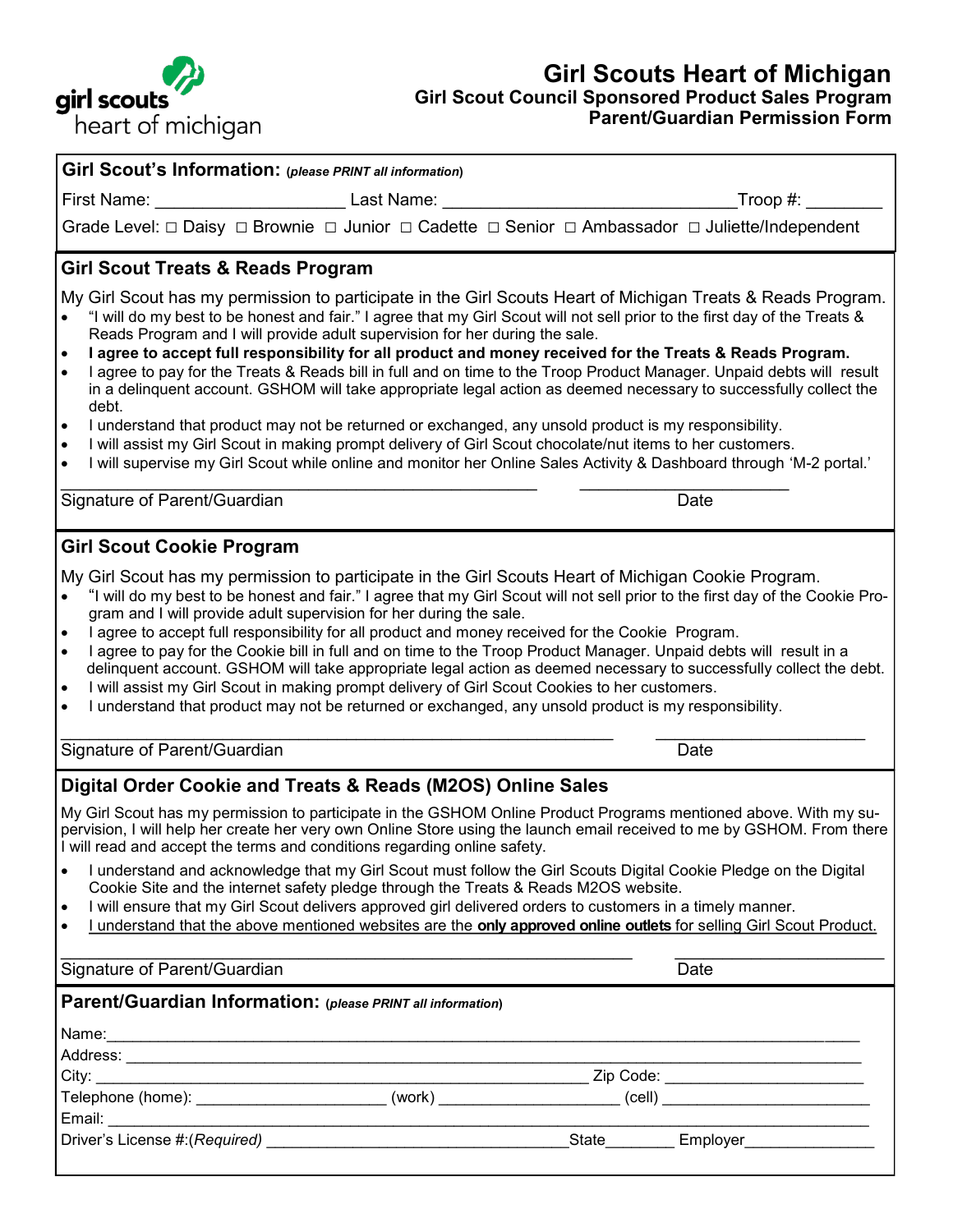girl scouts heart of michigan

# Girl Scouts Heart of Michigan

## Girl Scout Council Sponsored Product Sales Program
## Parent/Guardian Permission Form

**Girl Scout's Information:** (***please PRINT all information***)

First Name: ____________________ Last Name: ______________________________Troop #: ________

Grade Level: ☐ Daisy ☐ Brownie ☐ Junior ☐ Cadette ☐ Senior ☐ Ambassador ☐ Juliette/Independent

### Girl Scout Treats & Reads Program

My Girl Scout has my permission to participate in the Girl Scouts Heart of Michigan Treats & Reads Program.

- "I will do my best to be honest and fair." I agree that my Girl Scout will not sell prior to the first day of the Treats & Reads Program and I will provide adult supervision for her during the sale.
- **I agree to accept full responsibility for all product and money received for the Treats & Reads Program.**
- I agree to pay for the Treats & Reads bill in full and on time to the Troop Product Manager. Unpaid debts will result in a delinquent account. GSHOM will take appropriate legal action as deemed necessary to successfully collect the debt.
- I understand that product may not be returned or exchanged, any unsold product is my responsibility.
- I will assist my Girl Scout in making prompt delivery of Girl Scout chocolate/nut items to her customers.
- I will supervise my Girl Scout while online and monitor her Online Sales Activity & Dashboard through 'M-2 portal.'

_____________________________________________ ____________________

Signature of Parent/Guardian Date

### Girl Scout Cookie Program

My Girl Scout has my permission to participate in the Girl Scouts Heart of Michigan Cookie Program.

- "I will do my best to be honest and fair." I agree that my Girl Scout will not sell prior to the first day of the Cookie Program and I will provide adult supervision for her during the sale.
- I agree to accept full responsibility for all product and money received for the Cookie Program.
- I agree to pay for the Cookie bill in full and on time to the Troop Product Manager. Unpaid debts will result in a delinquent account. GSHOM will take appropriate legal action as deemed necessary to successfully collect the debt.
- I will assist my Girl Scout in making prompt delivery of Girl Scout Cookies to her customers.
- I understand that product may not be returned or exchanged, any unsold product is my responsibility.

_____________________________________________ ____________________

Signature of Parent/Guardian Date

### Digital Order Cookie and Treats & Reads (M2OS) Online Sales

My Girl Scout has my permission to participate in the GSHOM Online Product Programs mentioned above. With my supervision, I will help her create her very own Online Store using the launch email received to me by GSHOM. From there I will read and accept the terms and conditions regarding online safety.

- I understand and acknowledge that my Girl Scout must follow the Girl Scouts Digital Cookie Pledge on the Digital Cookie Site and the internet safety pledge through the Treats & Reads M2OS website.
- I will ensure that my Girl Scout delivers approved girl delivered orders to customers in a timely manner.
- I understand that the above mentioned websites are the **only approved online outlets** for selling Girl Scout Product.

_____________________________________________ ____________________

Signature of Parent/Guardian Date

**Parent/Guardian Information:** (***please PRINT all information***)

Name:_____________________________________________________________________________

Address: ___________________________________________________________________________

City: ____________________________________________________ Zip Code: ____________________

Telephone (home): ____________________ (work) ___________________ (cell) ____________________

Email: _____________________________________________________________________________

Driver's License #:(*Required*) ________________________________State________ Employer______________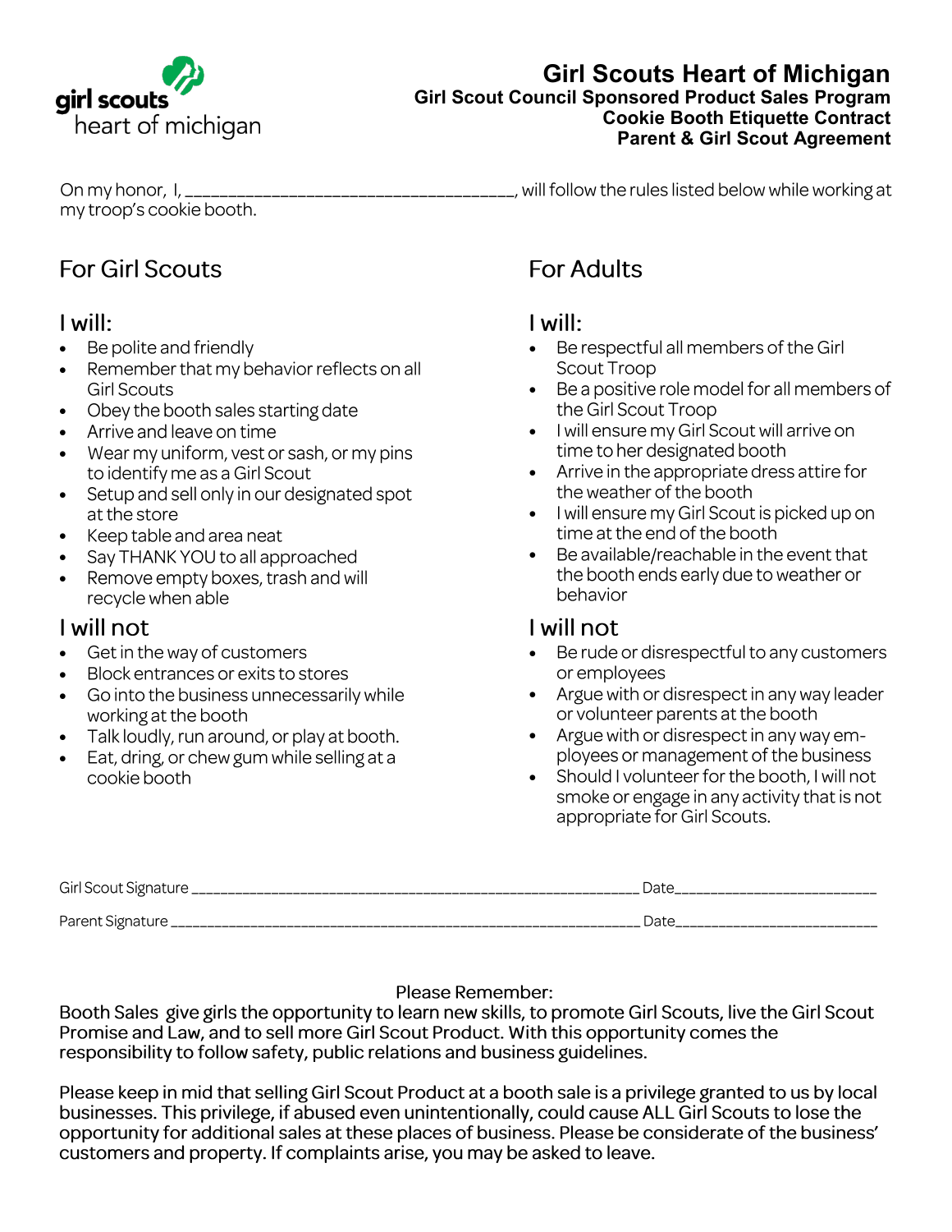# Girl Scouts Heart of Michigan

**Girl Scout Council Sponsored Product Sales Program**
**Cookie Booth Etiquette Contract**
**Parent & Girl Scout Agreement**

On my honor, I, ____________________________________, will follow the rules listed below while working at my troop's cookie booth.

## For Girl Scouts

### I will:

- Be polite and friendly
- Remember that my behavior reflects on all Girl Scouts
- Obey the booth sales starting date
- Arrive and leave on time
- Wear my uniform, vest or sash, or my pins to identify me as a Girl Scout
- Setup and sell only in our designated spot at the store
- Keep table and area neat
- Say THANK YOU to all approached
- Remove empty boxes, trash and will recycle when able

### I will not

- Get in the way of customers
- Block entrances or exits to stores
- Go into the business unnecessarily while working at the booth
- Talk loudly, run around, or play at booth.
- Eat, dring, or chew gum while selling at a cookie booth

## For Adults

### I will:

- Be respectful all members of the Girl Scout Troop
- Be a positive role model for all members of the Girl Scout Troop
- I will ensure my Girl Scout will arrive on time to her designated booth
- Arrive in the appropriate dress attire for the weather of the booth
- I will ensure my Girl Scout is picked up on time at the end of the booth
- Be available/reachable in the event that the booth ends early due to weather or behavior

### I will not

- Be rude or disrespectful to any customers or employees
- Argue with or disrespect in any way leader or volunteer parents at the booth
- Argue with or disrespect in any way employees or management of the business
- Should I volunteer for the booth, I will not smoke or engage in any activity that is not appropriate for Girl Scouts.

Girl Scout Signature ____________________________________________ Date____________________

Parent Signature ____________________________________________ Date____________________

Please Remember:

Booth Sales give girls the opportunity to learn new skills, to promote Girl Scouts, live the Girl Scout Promise and Law, and to sell more Girl Scout Product. With this opportunity comes the responsibility to follow safety, public relations and business guidelines.

Please keep in mid that selling Girl Scout Product at a booth sale is a privilege granted to us by local businesses. This privilege, if abused even unintentionally, could cause ALL Girl Scouts to lose the opportunity for additional sales at these places of business. Please be considerate of the business' customers and property. If complaints arise, you may be asked to leave.